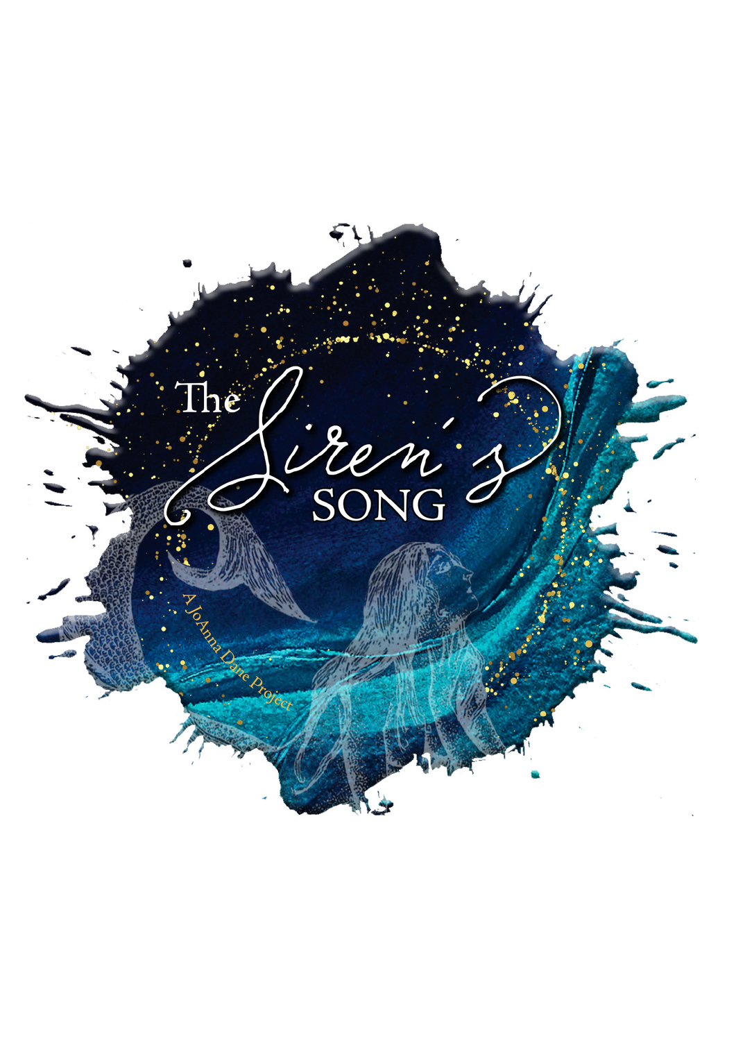# The Siren's SONG

A JoAnna Dane Project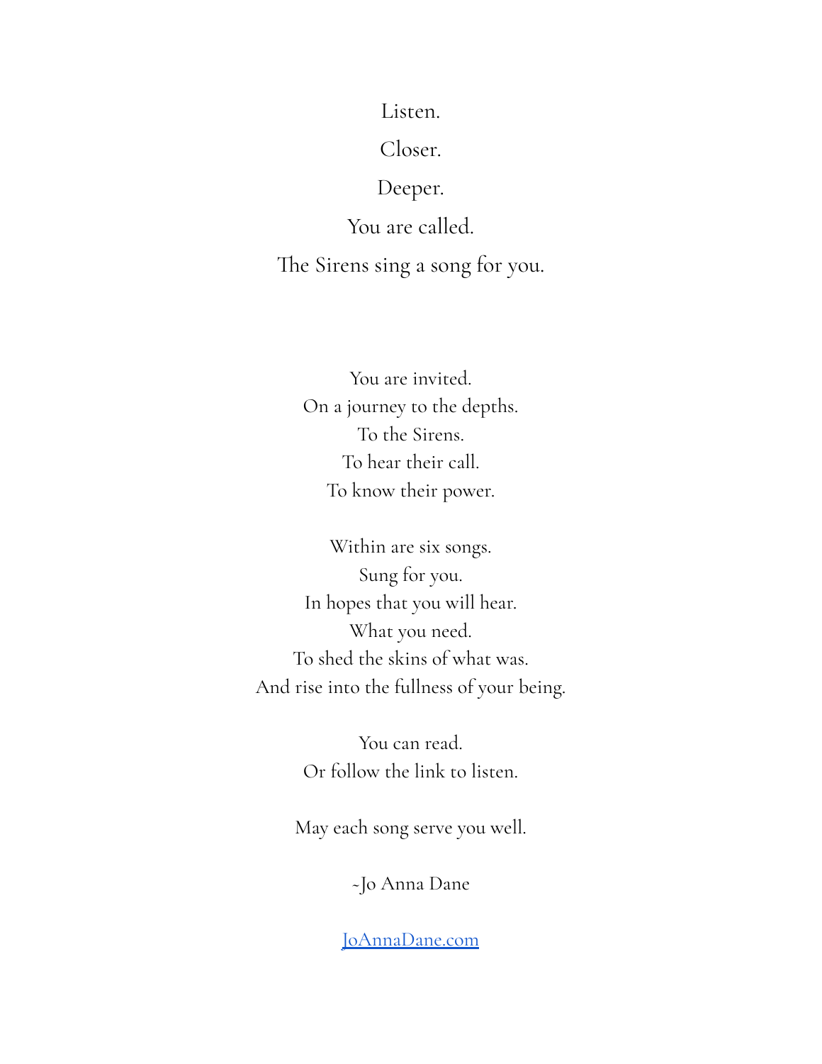Listen.

Closer.

Deeper.

You are called.

The Sirens sing a song for you.

You are invited.  
On a journey to the depths.  
To the Sirens.  
To hear their call.  
To know their power.

Within are six songs.  
Sung for you.  
In hopes that you will hear.  
What you need.  
To shed the skins of what was.  
And rise into the fullness of your being.

You can read.  
Or follow the link to listen.

May each song serve you well.

~Jo Anna Dane

[JoAnnaDane.com](JoAnnaDane.com)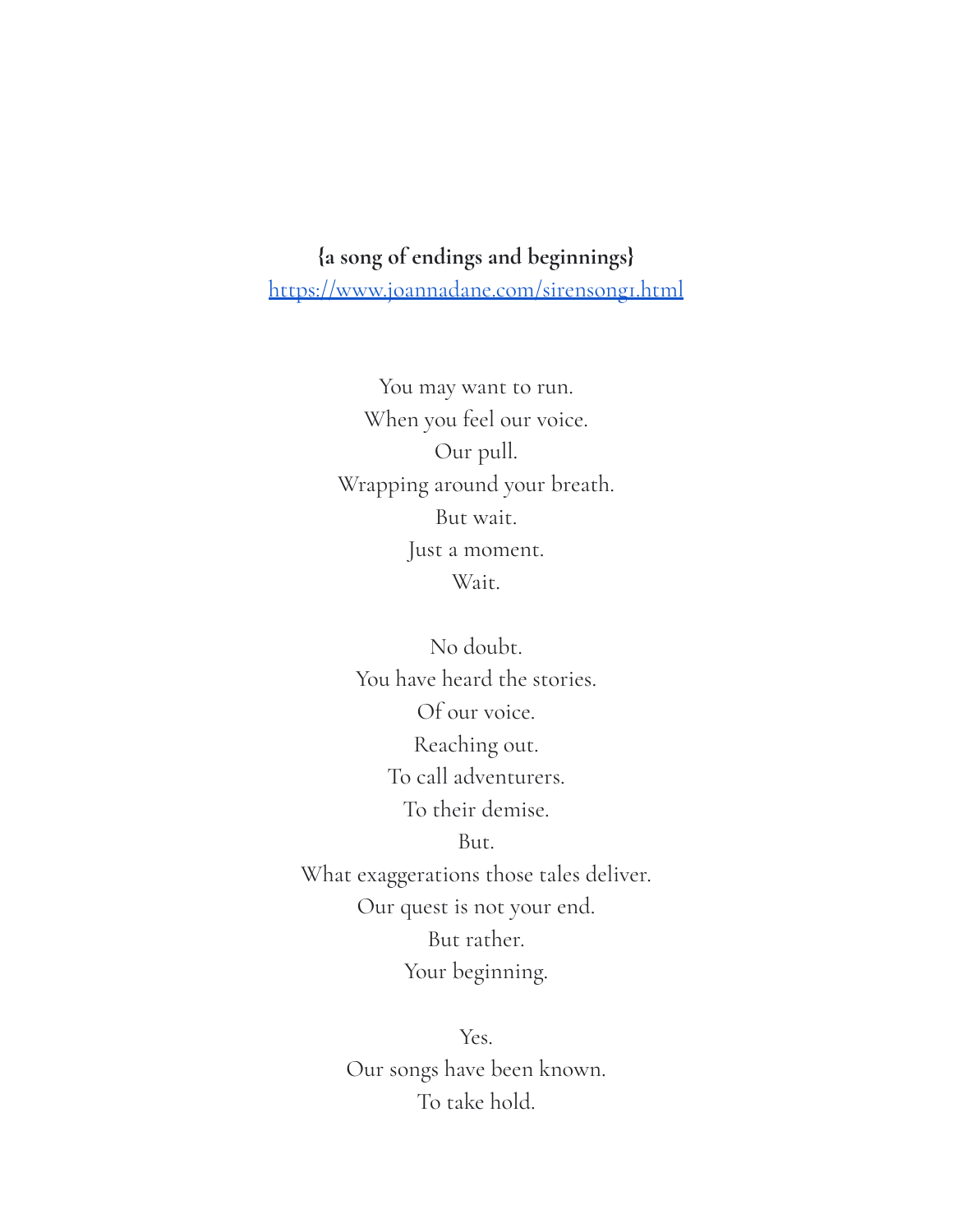**{a song of endings and beginnings}**

https://www.joannadane.com/sirensong1.html

You may want to run.
When you feel our voice.
Our pull.
Wrapping around your breath.
But wait.
Just a moment.
Wait.

No doubt.
You have heard the stories.
Of our voice.
Reaching out.
To call adventurers.
To their demise.
But.
What exaggerations those tales deliver.
Our quest is not your end.
But rather.
Your beginning.

Yes.
Our songs have been known.
To take hold.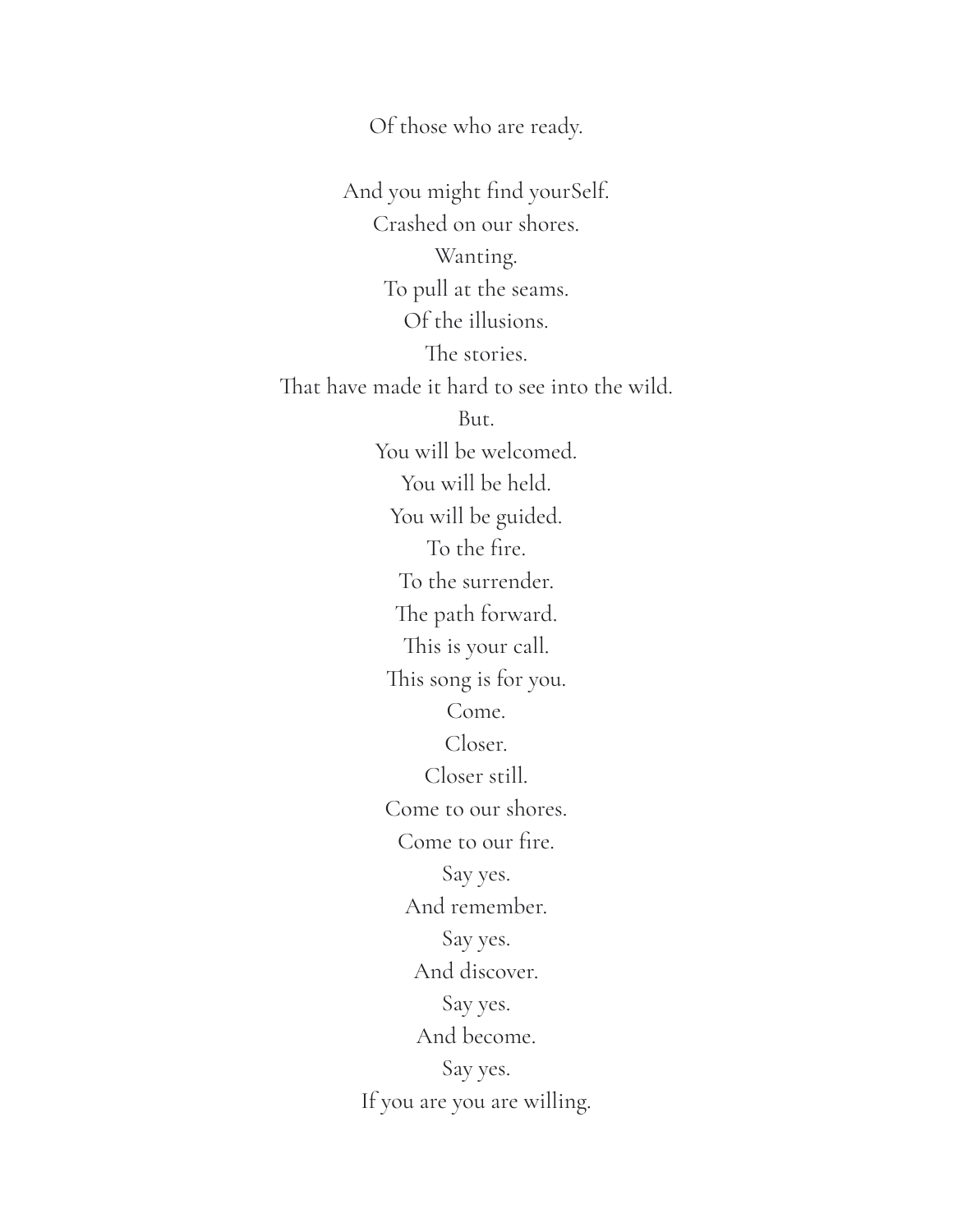Of those who are ready.

And you might find yourSelf.  
Crashed on our shores.  
Wanting.  
To pull at the seams.  
Of the illusions.  
The stories.  
That have made it hard to see into the wild.  
But.  
You will be welcomed.  
You will be held.  
You will be guided.  
To the fire.  
To the surrender.  
The path forward.  
This is your call.  
This song is for you.  
Come.  
Closer.  
Closer still.  
Come to our shores.  
Come to our fire.  
Say yes.  
And remember.  
Say yes.  
And discover.  
Say yes.  
And become.  
Say yes.  
If you are you are willing.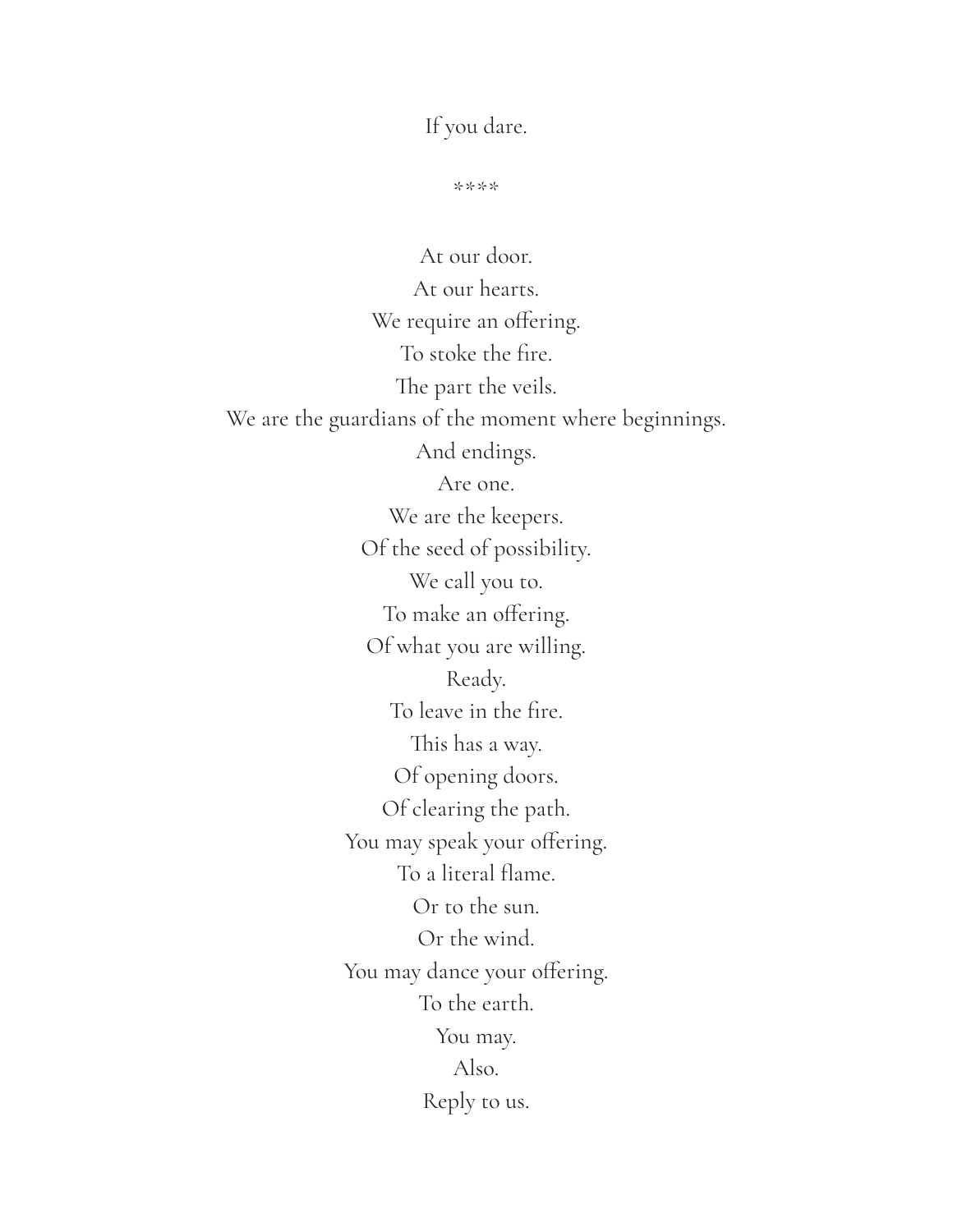If you dare.

****

At our door.
At our hearts.
We require an offering.
To stoke the fire.
The part the veils.
We are the guardians of the moment where beginnings.
And endings.
Are one.
We are the keepers.
Of the seed of possibility.
We call you to.
To make an offering.
Of what you are willing.
Ready.
To leave in the fire.
This has a way.
Of opening doors.
Of clearing the path.
You may speak your offering.
To a literal flame.
Or to the sun.
Or the wind.
You may dance your offering.
To the earth.
You may.
Also.
Reply to us.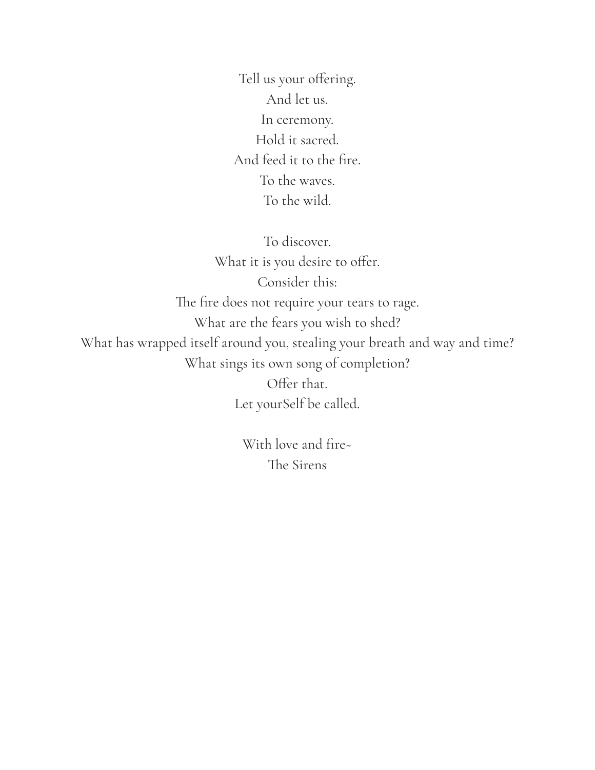Tell us your offering.
And let us.
In ceremony.
Hold it sacred.
And feed it to the fire.
To the waves.
To the wild.

To discover.
What it is you desire to offer.
Consider this:
The fire does not require your tears to rage.
What are the fears you wish to shed?
What has wrapped itself around you, stealing your breath and way and time?
What sings its own song of completion?
Offer that.
Let yourSelf be called.

With love and fire~
The Sirens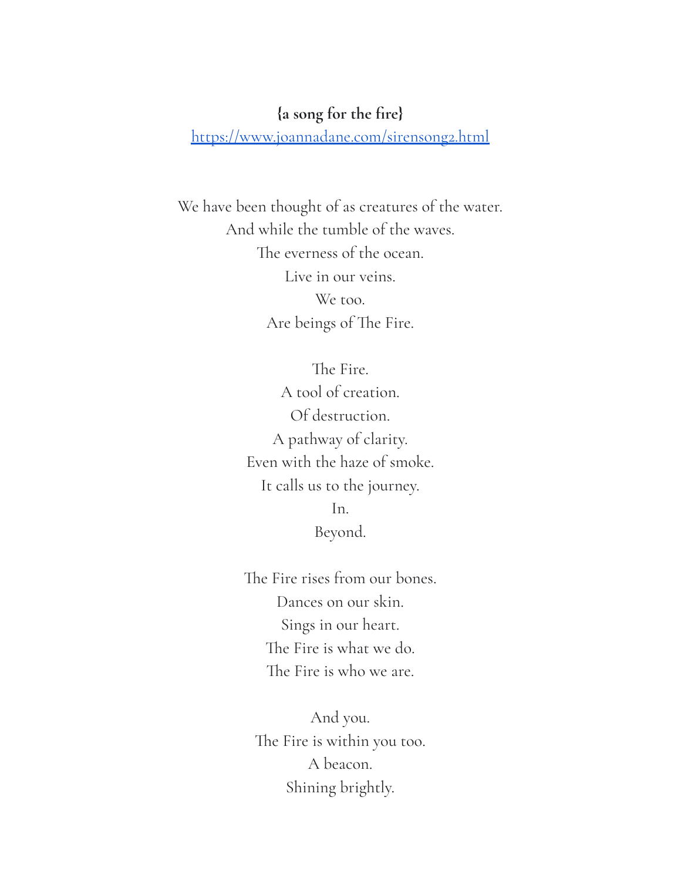**{a song for the fire}**

[https://www.joannadane.com/sirensong2.html](https://www.joannadane.com/sirensong2.html)

We have been thought of as creatures of the water.
And while the tumble of the waves.
The everness of the ocean.
Live in our veins.
We too.
Are beings of The Fire.

The Fire.
A tool of creation.
Of destruction.
A pathway of clarity.
Even with the haze of smoke.
It calls us to the journey.
In.
Beyond.

The Fire rises from our bones.
Dances on our skin.
Sings in our heart.
The Fire is what we do.
The Fire is who we are.

And you.
The Fire is within you too.
A beacon.
Shining brightly.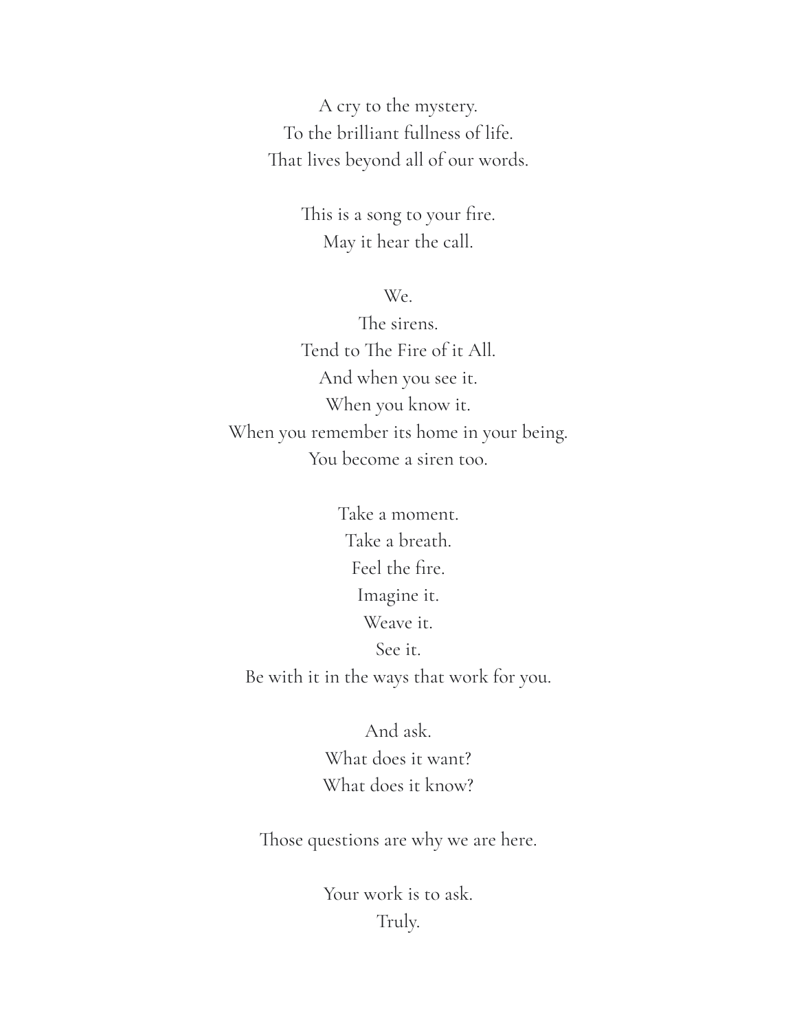A cry to the mystery.
To the brilliant fullness of life.
That lives beyond all of our words.

This is a song to your fire.
May it hear the call.

We.
The sirens.
Tend to The Fire of it All.
And when you see it.
When you know it.
When you remember its home in your being.
You become a siren too.

Take a moment.
Take a breath.
Feel the fire.
Imagine it.
Weave it.
See it.
Be with it in the ways that work for you.

And ask.
What does it want?
What does it know?

Those questions are why we are here.

Your work is to ask.
Truly.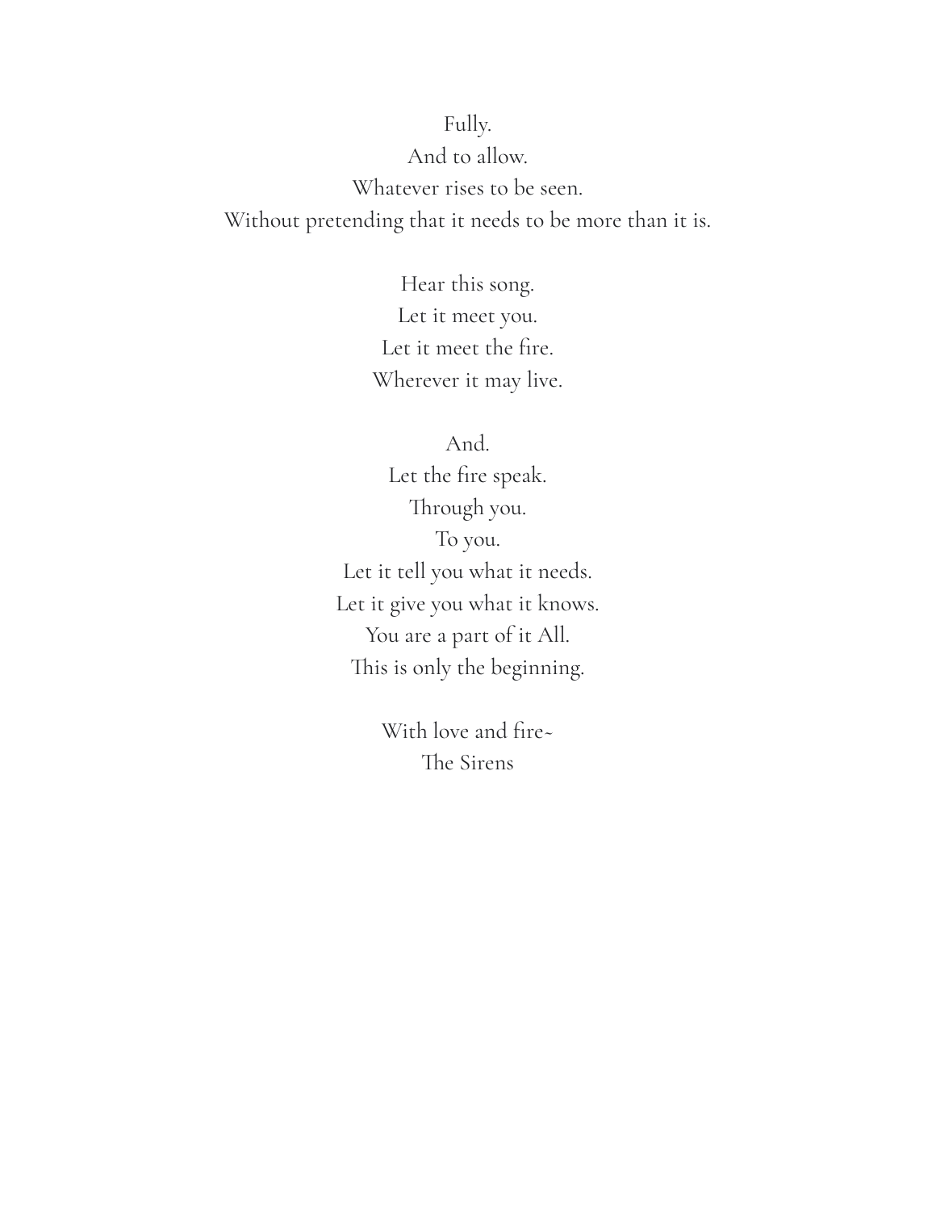Fully.  
And to allow.  
Whatever rises to be seen.  
Without pretending that it needs to be more than it is.

Hear this song.  
Let it meet you.  
Let it meet the fire.  
Wherever it may live.

And.  
Let the fire speak.  
Through you.  
To you.  
Let it tell you what it needs.  
Let it give you what it knows.  
You are a part of it All.  
This is only the beginning.

With love and fire~  
The Sirens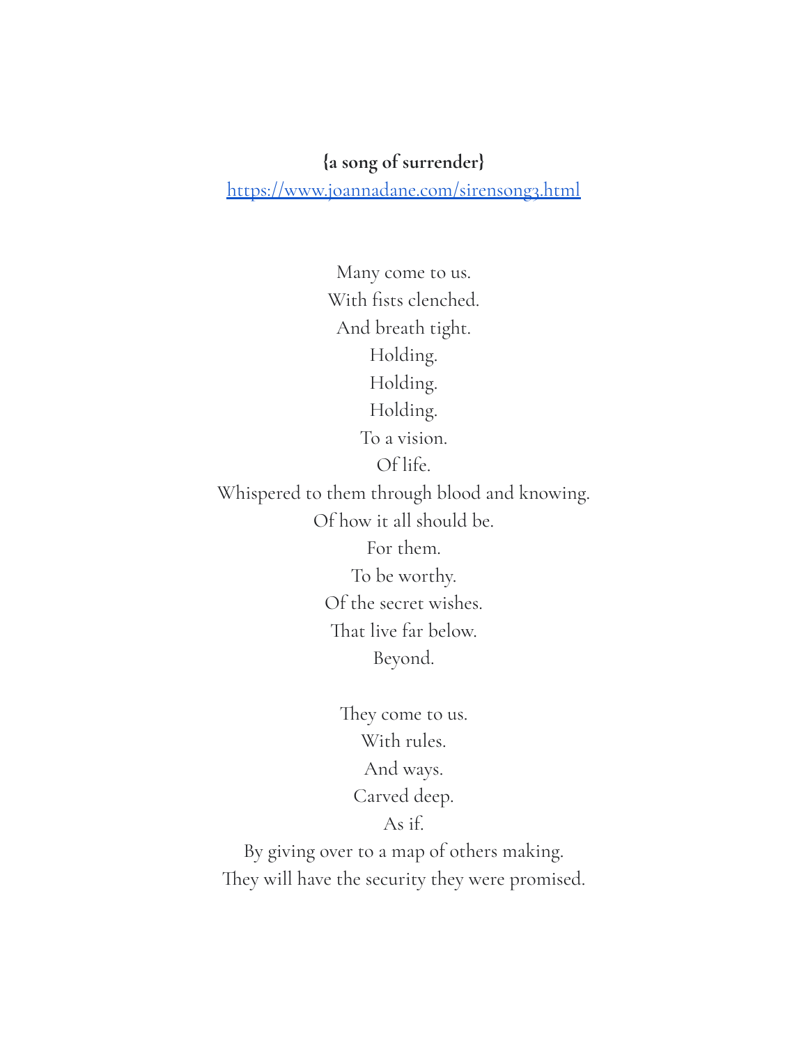**{a song of surrender}**

[https://www.joannadane.com/sirensong3.html](https://www.joannadane.com/sirensong3.html)

Many come to us.
With fists clenched.
And breath tight.
Holding.
Holding.
Holding.
To a vision.
Of life.
Whispered to them through blood and knowing.
Of how it all should be.
For them.
To be worthy.
Of the secret wishes.
That live far below.
Beyond.

They come to us.
With rules.
And ways.
Carved deep.
As if.
By giving over to a map of others making.
They will have the security they were promised.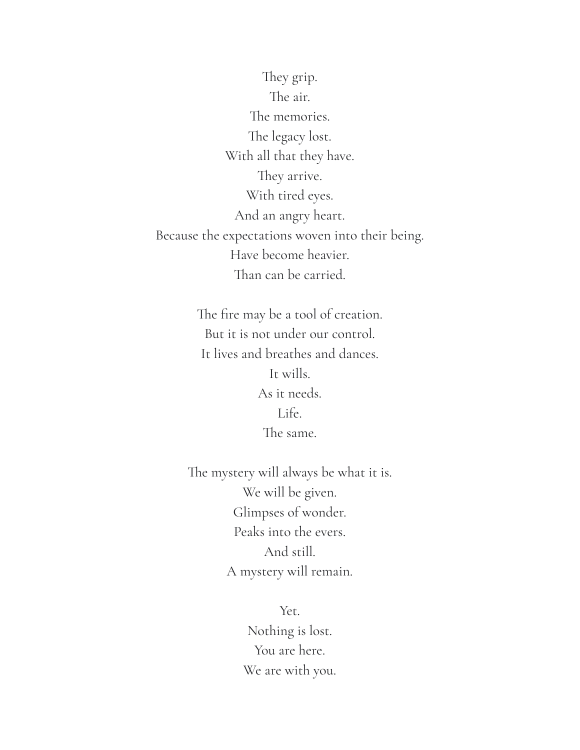They grip.
The air.
The memories.
The legacy lost.
With all that they have.
They arrive.
With tired eyes.
And an angry heart.
Because the expectations woven into their being.
Have become heavier.
Than can be carried.

The fire may be a tool of creation.
But it is not under our control.
It lives and breathes and dances.
It wills.
As it needs.
Life.
The same.

The mystery will always be what it is.
We will be given.
Glimpses of wonder.
Peaks into the evers.
And still.
A mystery will remain.

Yet.
Nothing is lost.
You are here.
We are with you.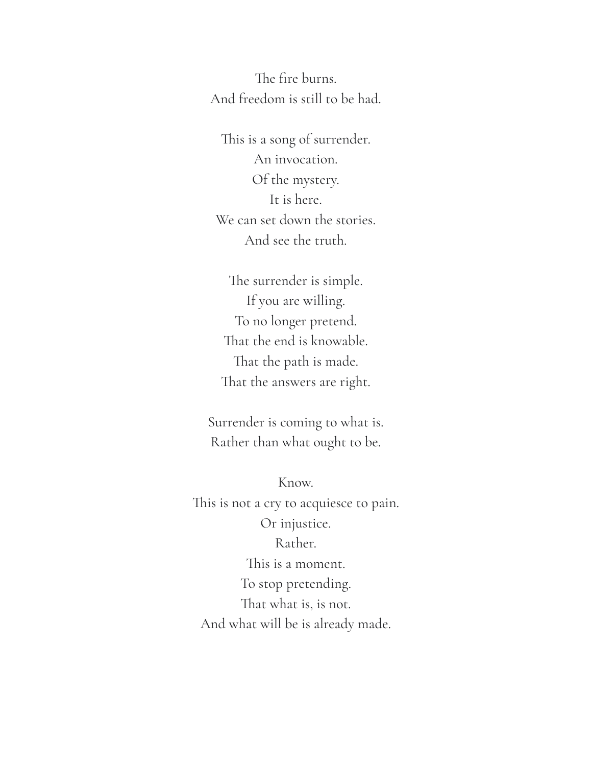The fire burns.
And freedom is still to be had.

This is a song of surrender.
An invocation.
Of the mystery.
It is here.
We can set down the stories.
And see the truth.

The surrender is simple.
If you are willing.
To no longer pretend.
That the end is knowable.
That the path is made.
That the answers are right.

Surrender is coming to what is.
Rather than what ought to be.

Know.
This is not a cry to acquiesce to pain.
Or injustice.
Rather.
This is a moment.
To stop pretending.
That what is, is not.
And what will be is already made.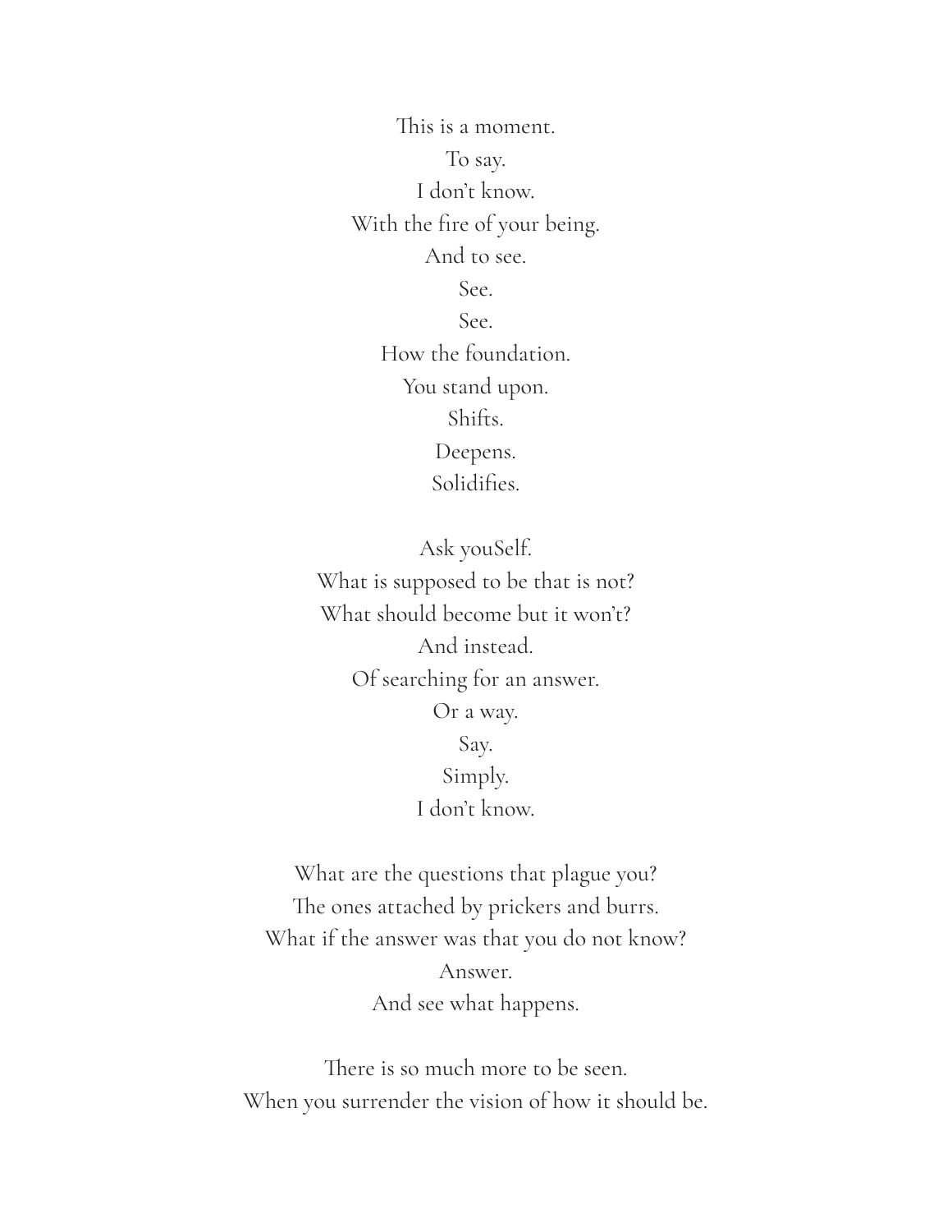This is a moment.
To say.
I don't know.
With the fire of your being.
And to see.
See.
See.
How the foundation.
You stand upon.
Shifts.
Deepens.
Solidifies.

Ask youSelf.
What is supposed to be that is not?
What should become but it won't?
And instead.
Of searching for an answer.
Or a way.
Say.
Simply.
I don't know.

What are the questions that plague you?
The ones attached by prickers and burrs.
What if the answer was that you do not know?
Answer.
And see what happens.

There is so much more to be seen.
When you surrender the vision of how it should be.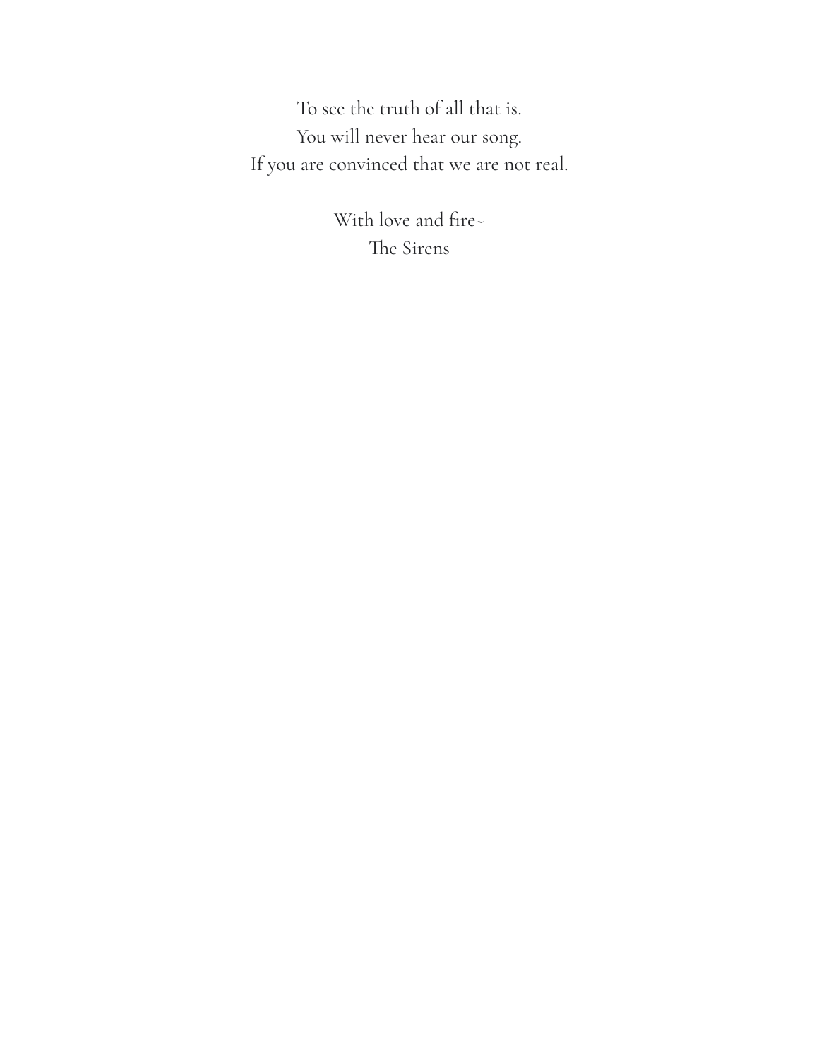To see the truth of all that is.
You will never hear our song.
If you are convinced that we are not real.

With love and fire~
The Sirens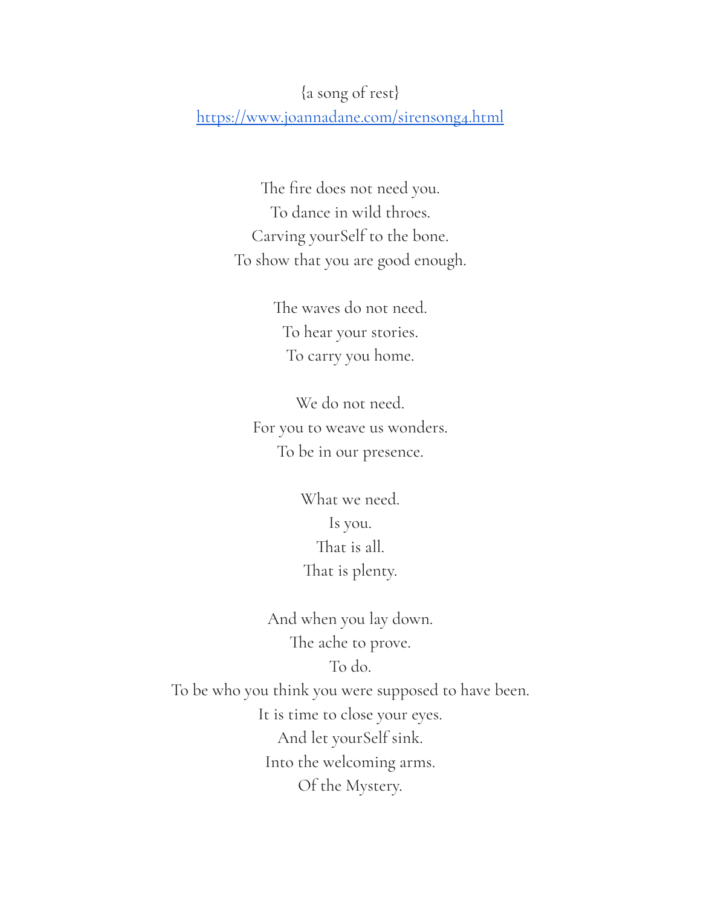{a song of rest}

[https://www.joannadane.com/sirensong4.html](https://www.joannadane.com/sirensong4.html)

The fire does not need you.  
To dance in wild throes.  
Carving yourSelf to the bone.  
To show that you are good enough.

The waves do not need.  
To hear your stories.  
To carry you home.

We do not need.  
For you to weave us wonders.  
To be in our presence.

What we need.  
Is you.  
That is all.  
That is plenty.

And when you lay down.  
The ache to prove.  
To do.  
To be who you think you were supposed to have been.  
It is time to close your eyes.  
And let yourSelf sink.  
Into the welcoming arms.  
Of the Mystery.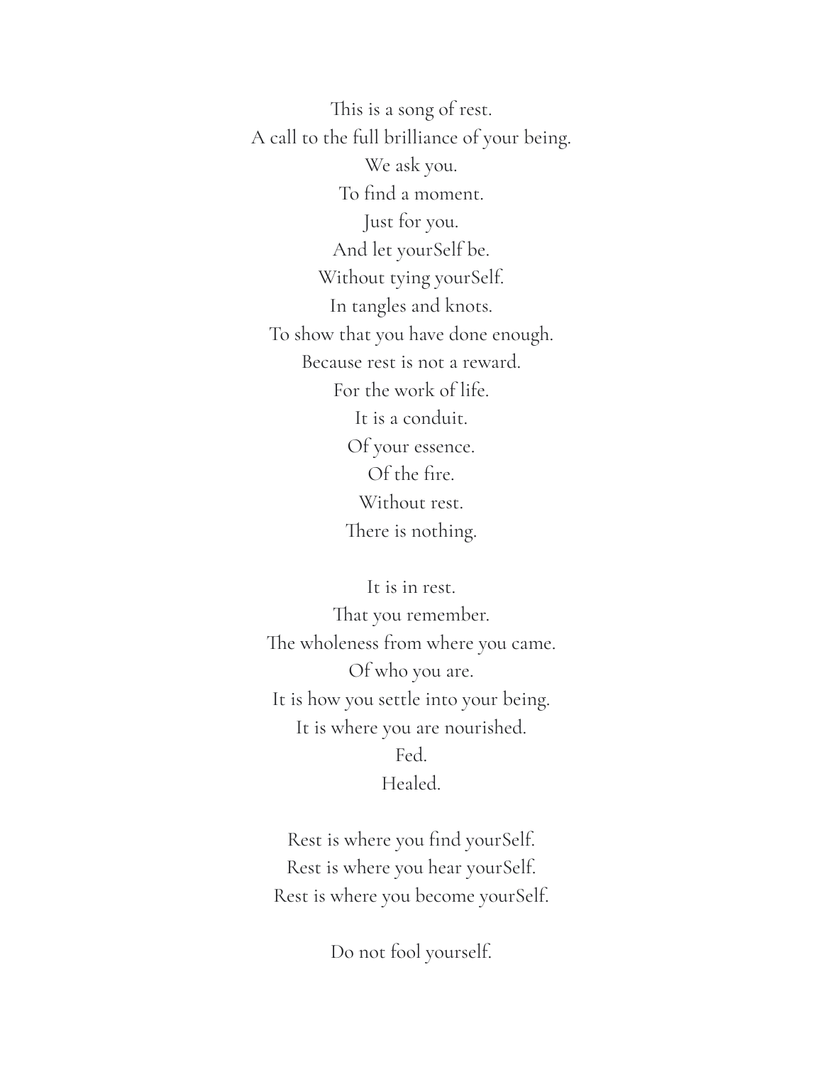This is a song of rest.
A call to the full brilliance of your being.
We ask you.
To find a moment.
Just for you.
And let yourSelf be.
Without tying yourSelf.
In tangles and knots.
To show that you have done enough.
Because rest is not a reward.
For the work of life.
It is a conduit.
Of your essence.
Of the fire.
Without rest.
There is nothing.

It is in rest.
That you remember.
The wholeness from where you came.
Of who you are.
It is how you settle into your being.
It is where you are nourished.
Fed.
Healed.

Rest is where you find yourSelf.
Rest is where you hear yourSelf.
Rest is where you become yourSelf.

Do not fool yourself.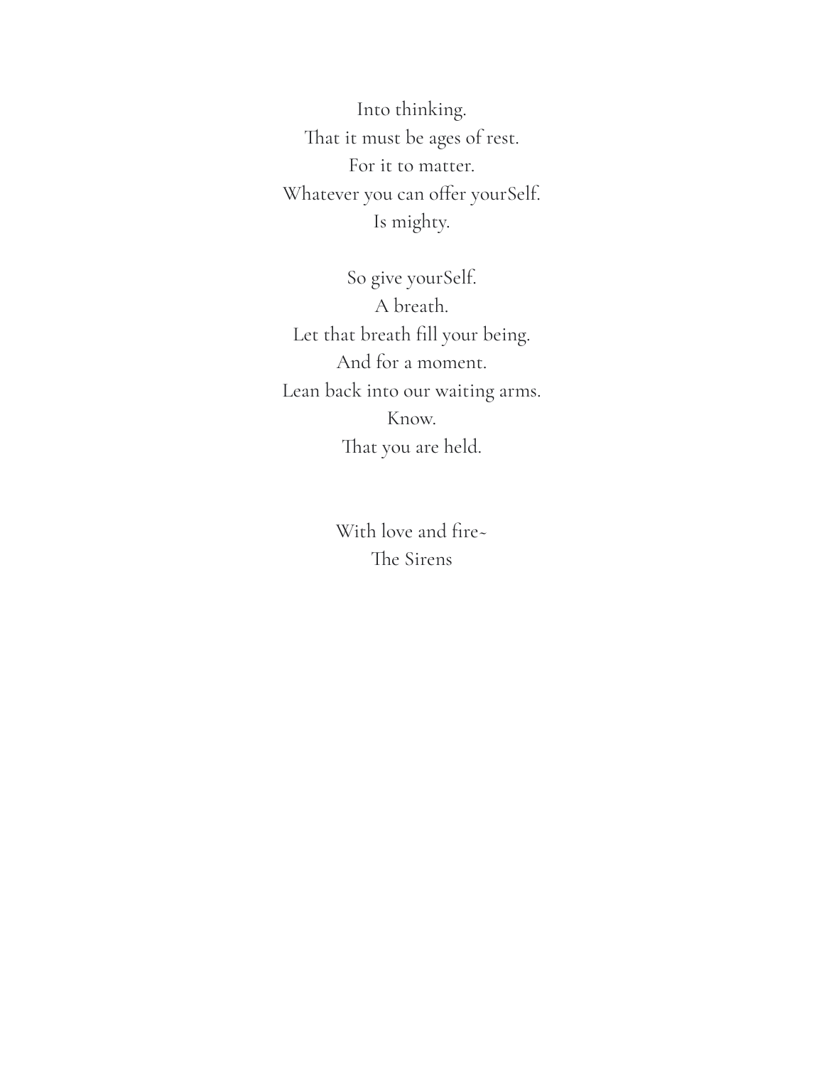Into thinking.  
That it must be ages of rest.  
For it to matter.  
Whatever you can offer yourSelf.  
Is mighty.

So give yourSelf.  
A breath.  
Let that breath fill your being.  
And for a moment.  
Lean back into our waiting arms.  
Know.  
That you are held.

With love and fire~  
The Sirens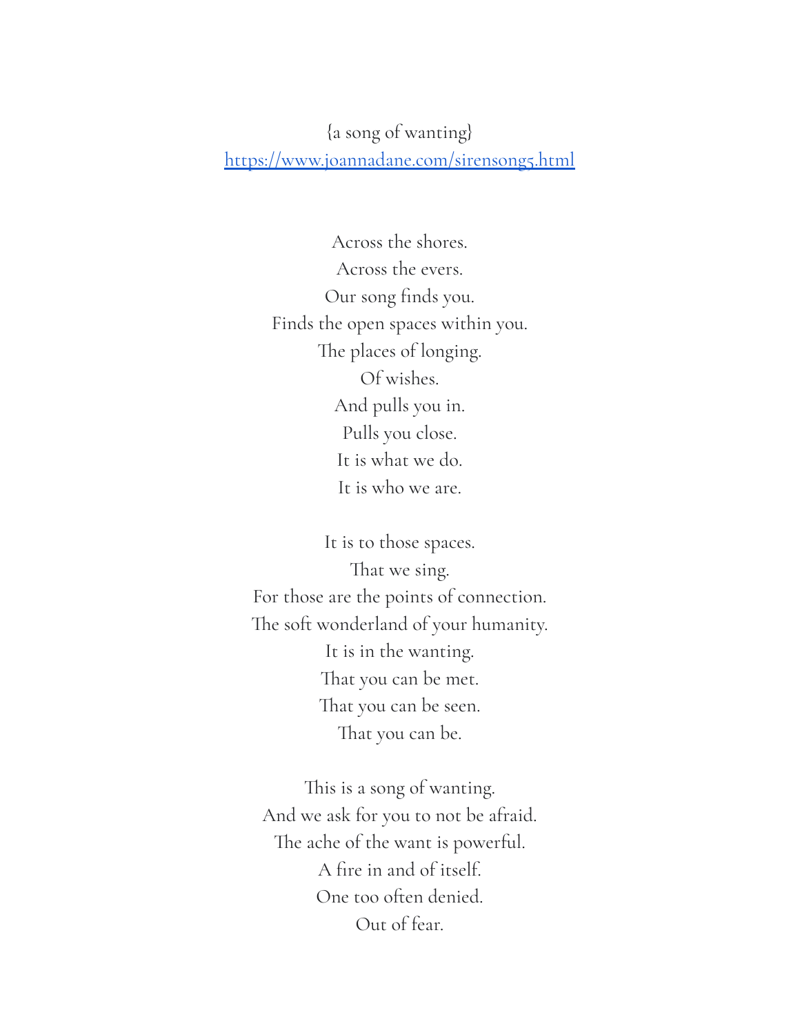{a song of wanting}
https://www.joannadane.com/sirensong5.html

Across the shores.
Across the evers.
Our song finds you.
Finds the open spaces within you.
The places of longing.
Of wishes.
And pulls you in.
Pulls you close.
It is what we do.
It is who we are.

It is to those spaces.
That we sing.
For those are the points of connection.
The soft wonderland of your humanity.
It is in the wanting.
That you can be met.
That you can be seen.
That you can be.

This is a song of wanting.
And we ask for you to not be afraid.
The ache of the want is powerful.
A fire in and of itself.
One too often denied.
Out of fear.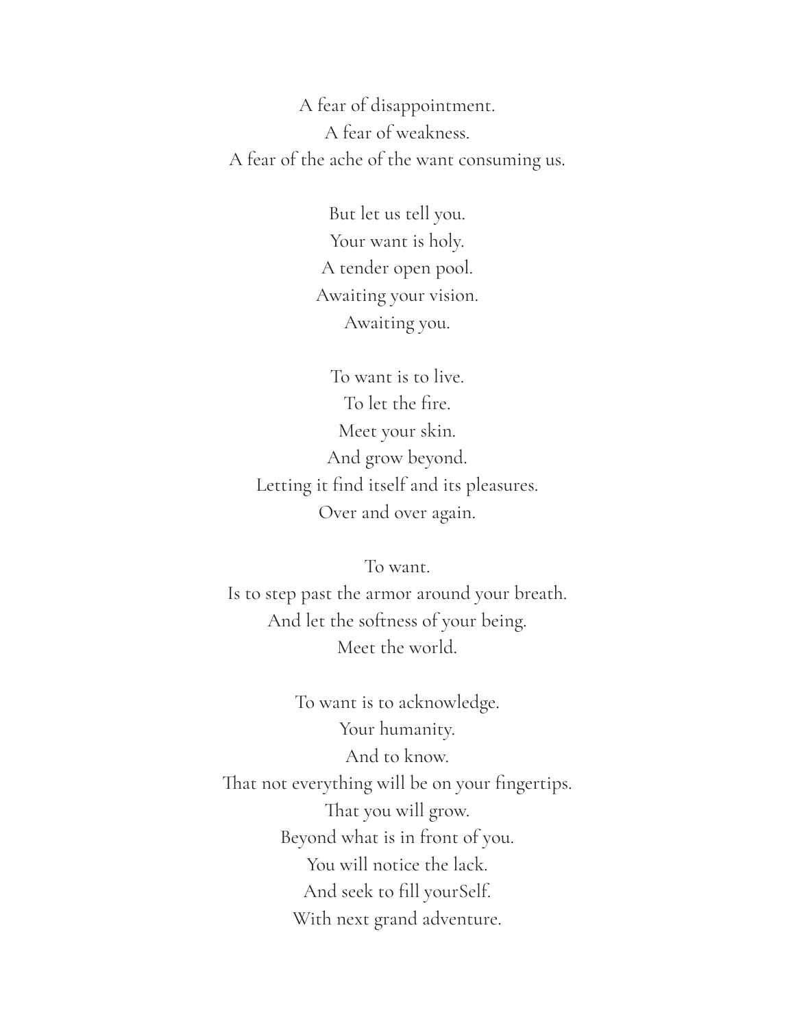A fear of disappointment.  
A fear of weakness.  
A fear of the ache of the want consuming us.

But let us tell you.  
Your want is holy.  
A tender open pool.  
Awaiting your vision.  
Awaiting you.

To want is to live.  
To let the fire.  
Meet your skin.  
And grow beyond.  
Letting it find itself and its pleasures.  
Over and over again.

To want.  
Is to step past the armor around your breath.  
And let the softness of your being.  
Meet the world.

To want is to acknowledge.  
Your humanity.  
And to know.  
That not everything will be on your fingertips.  
That you will grow.  
Beyond what is in front of you.  
You will notice the lack.  
And seek to fill yourSelf.  
With next grand adventure.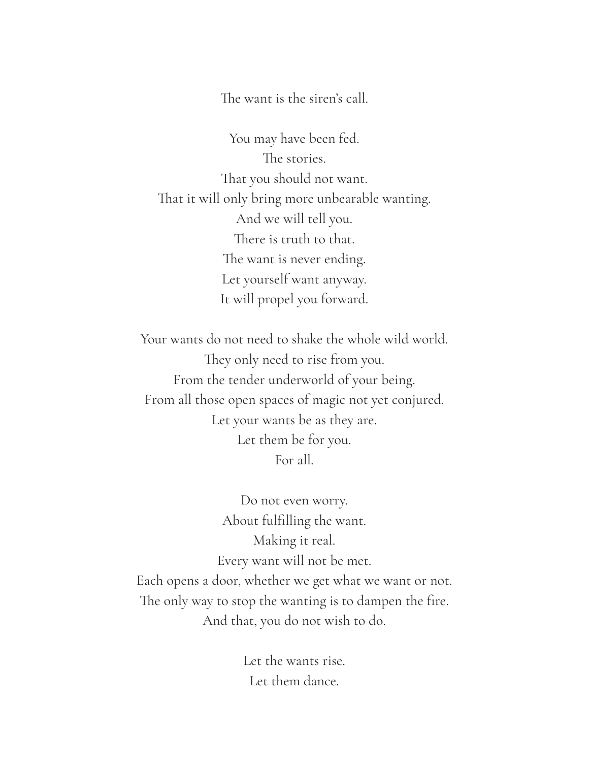The want is the siren's call.

You may have been fed.  
The stories.  
That you should not want.  
That it will only bring more unbearable wanting.  
And we will tell you.  
There is truth to that.  
The want is never ending.  
Let yourself want anyway.  
It will propel you forward.

Your wants do not need to shake the whole wild world.  
They only need to rise from you.  
From the tender underworld of your being.  
From all those open spaces of magic not yet conjured.  
Let your wants be as they are.  
Let them be for you.  
For all.

Do not even worry.  
About fulfilling the want.  
Making it real.  
Every want will not be met.  
Each opens a door, whether we get what we want or not.  
The only way to stop the wanting is to dampen the fire.  
And that, you do not wish to do.

Let the wants rise.  
Let them dance.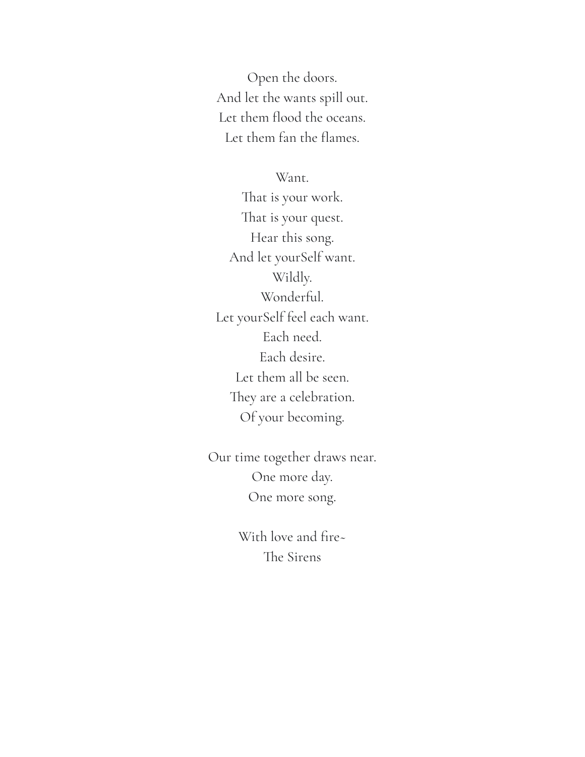Open the doors.  
And let the wants spill out.  
Let them flood the oceans.  
Let them fan the flames.

Want.  
That is your work.  
That is your quest.  
Hear this song.  
And let yourSelf want.  
Wildly.  
Wonderful.  
Let yourSelf feel each want.  
Each need.  
Each desire.  
Let them all be seen.  
They are a celebration.  
Of your becoming.

Our time together draws near.  
One more day.  
One more song.

With love and fire~  
The Sirens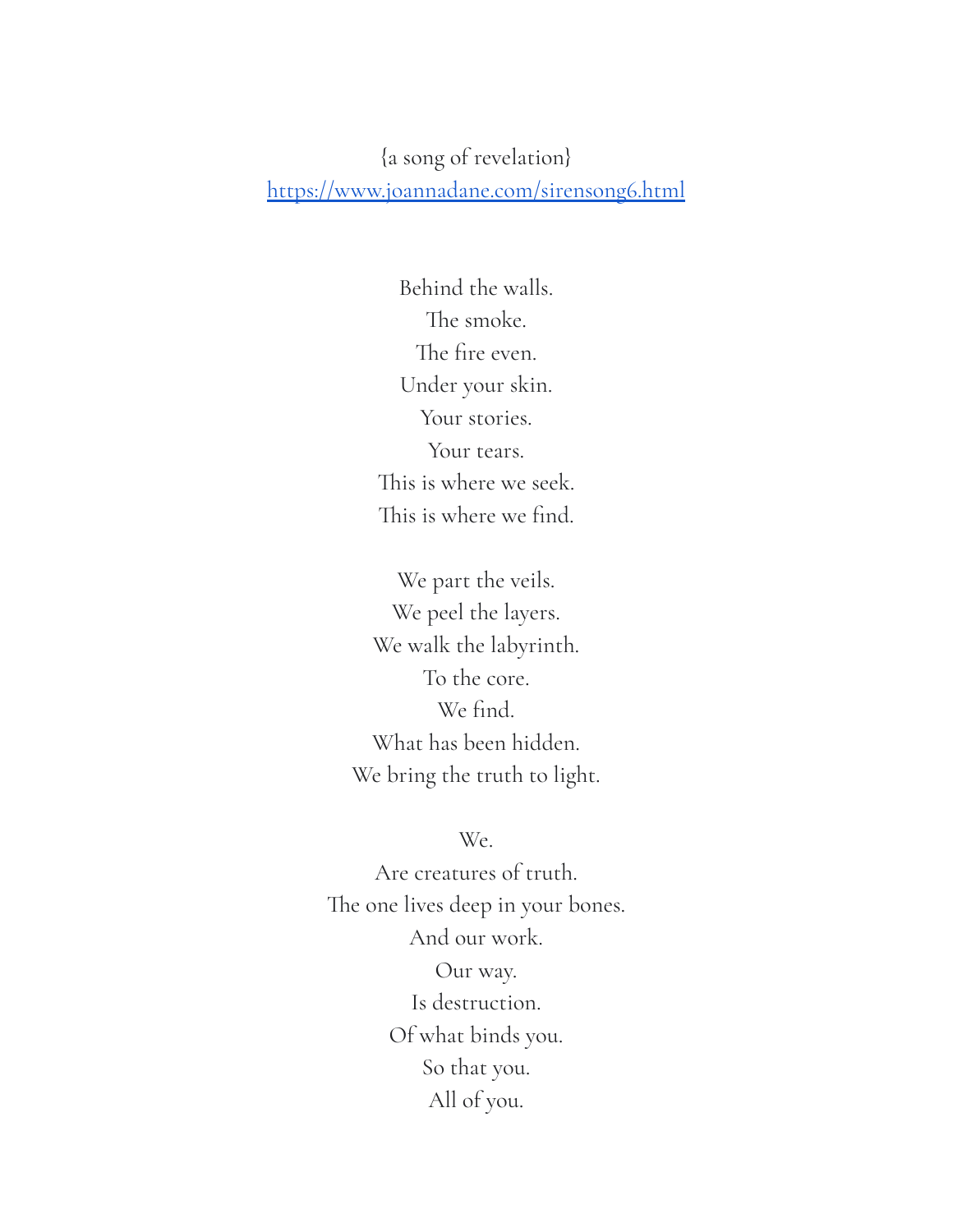{a song of revelation}

[https://www.joannadane.com/sirensong6.html](https://www.joannadane.com/sirensong6.html)

Behind the walls.
The smoke.
The fire even.
Under your skin.
Your stories.
Your tears.
This is where we seek.
This is where we find.

We part the veils.
We peel the layers.
We walk the labyrinth.
To the core.
We find.
What has been hidden.
We bring the truth to light.

We.
Are creatures of truth.
The one lives deep in your bones.
And our work.
Our way.
Is destruction.
Of what binds you.
So that you.
All of you.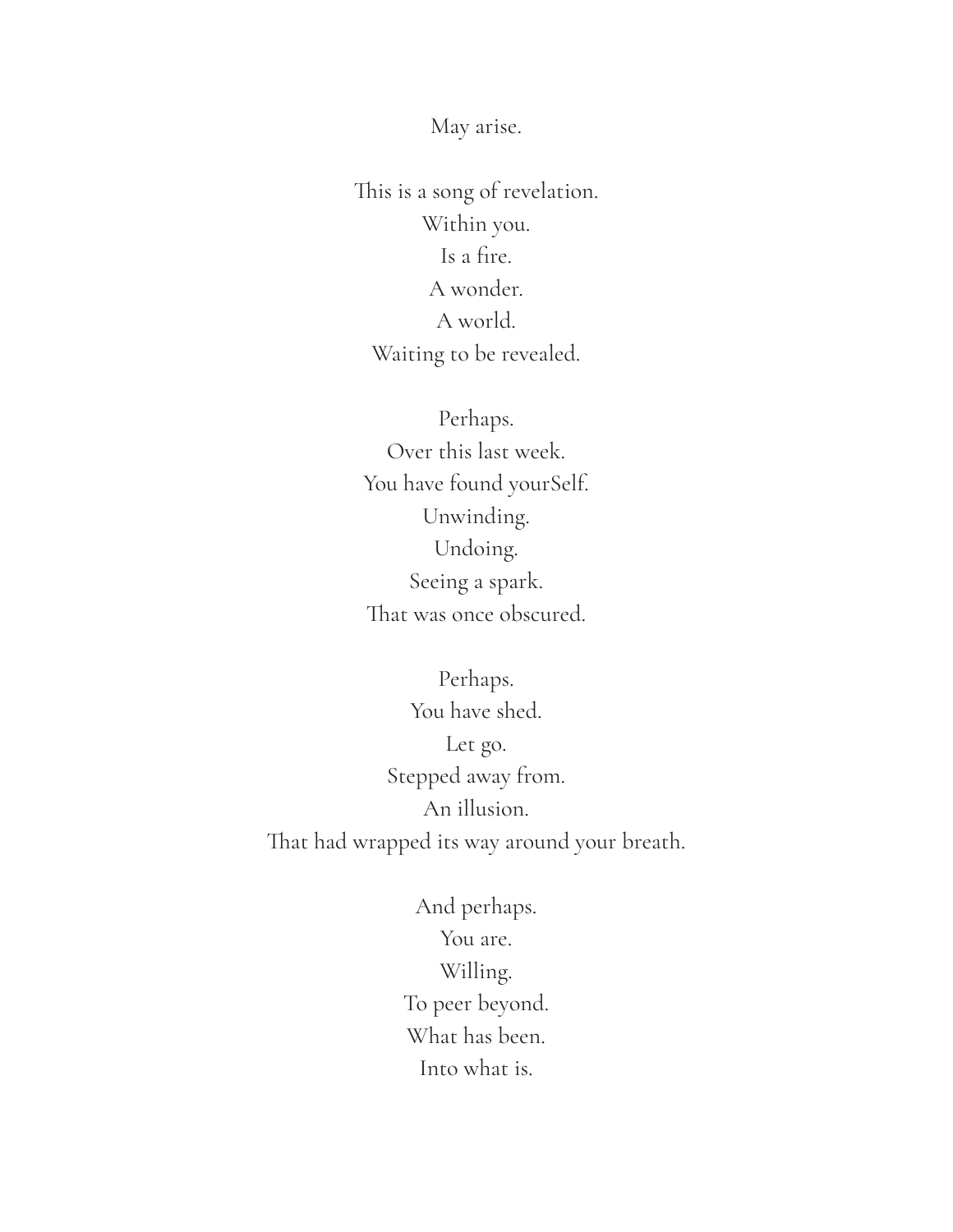May arise.

This is a song of revelation.  
Within you.  
Is a fire.  
A wonder.  
A world.  
Waiting to be revealed.

Perhaps.  
Over this last week.  
You have found yourSelf.  
Unwinding.  
Undoing.  
Seeing a spark.  
That was once obscured.

Perhaps.  
You have shed.  
Let go.  
Stepped away from.  
An illusion.  
That had wrapped its way around your breath.

And perhaps.  
You are.  
Willing.  
To peer beyond.  
What has been.  
Into what is.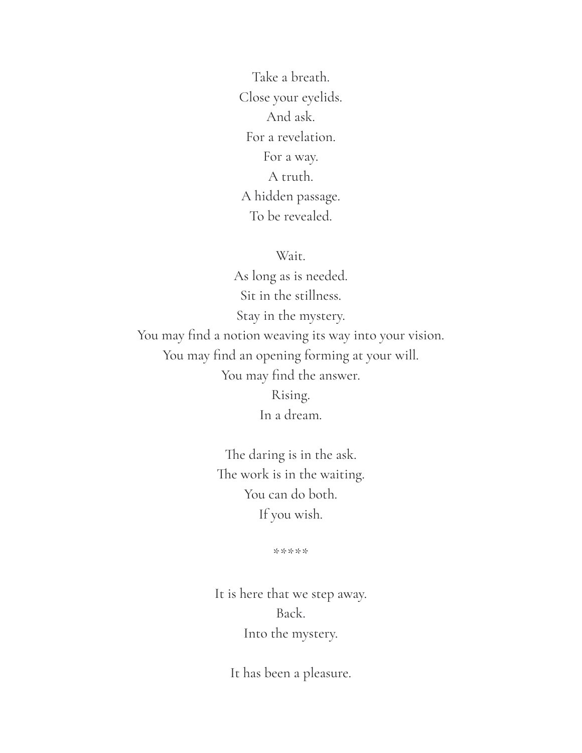Take a breath.  
Close your eyelids.  
And ask.  
For a revelation.  
For a way.  
A truth.  
A hidden passage.  
To be revealed.

Wait.  
As long as is needed.  
Sit in the stillness.  
Stay in the mystery.  
You may find a notion weaving its way into your vision.  
You may find an opening forming at your will.  
You may find the answer.  
Rising.  
In a dream.

The daring is in the ask.  
The work is in the waiting.  
You can do both.  
If you wish.

*****

It is here that we step away.  
Back.  
Into the mystery.

It has been a pleasure.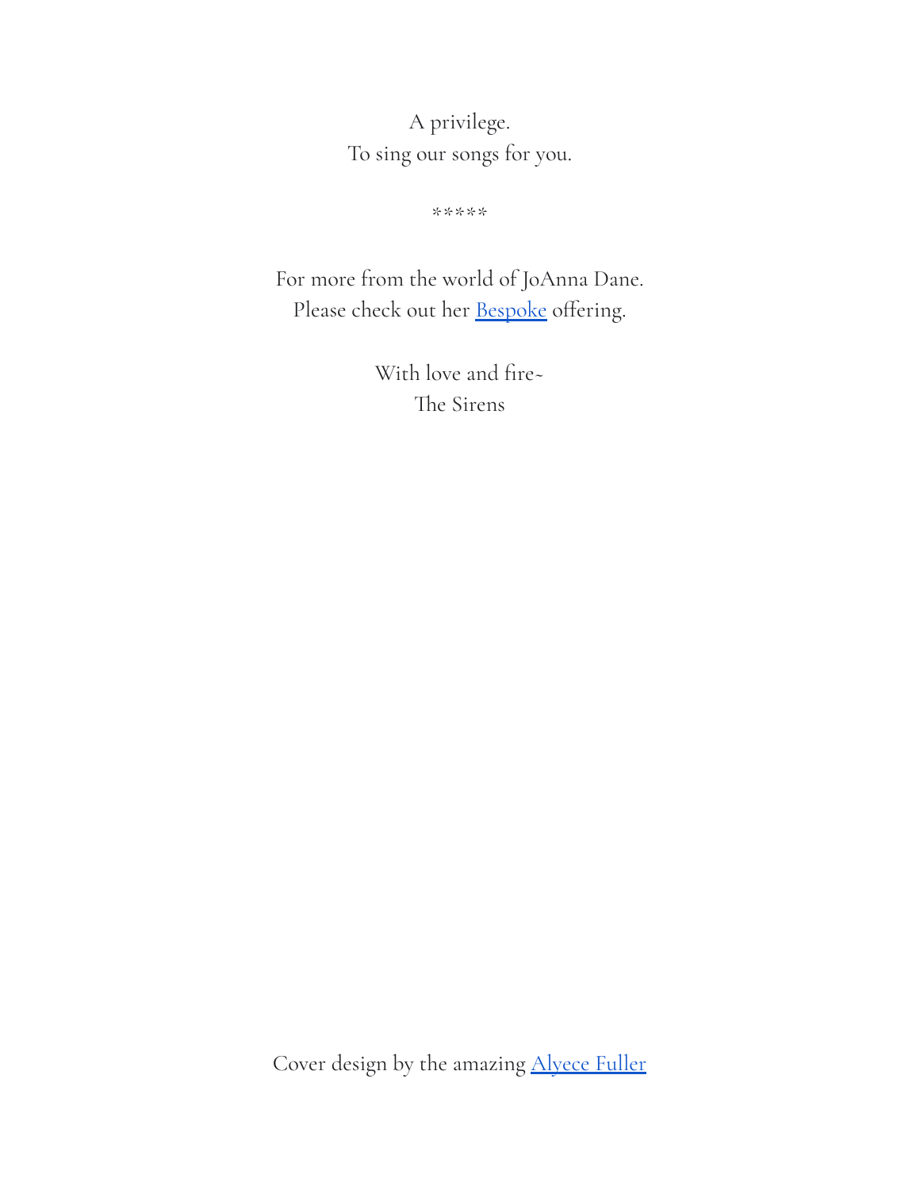A privilege.
To sing our songs for you.

*****

For more from the world of JoAnna Dane.
Please check out her Bespoke offering.

With love and fire~
The Sirens

Cover design by the amazing Alyece Fuller